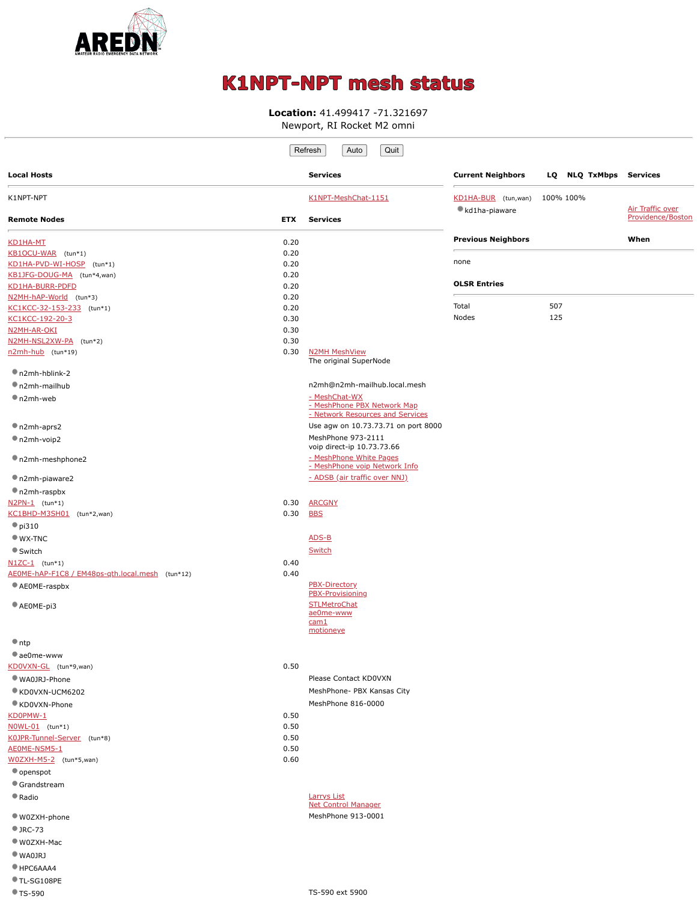# K1NPT-NPT mesh status

**Location:** 41.499417 -71.321697
Newport, RI Rocket M2 omni

Refresh Auto Quit

| Local Hosts | | Services |
|---|---|---|
| K1NPT-NPT | | K1NPT-MeshChat-1151 |

| Remote Nodes | ETX | Services |
|---|---|---|
| KD1HA-MT | 0.20 | |
| KB1OCU-WAR (tun*1) | 0.20 | |
| KD1HA-PVD-WI-HOSP (tun*1) | 0.20 | |
| KB1JFG-DOUG-MA (tun*4,wan) | 0.20 | |
| KD1HA-BURR-PDFD | 0.20 | |
| N2MH-hAP-World (tun*3) | 0.20 | |
| KC1KCC-32-153-233 (tun*1) | 0.20 | |
| KC1KCC-192-20-3 | 0.30 | |
| N2MH-AR-OKI | 0.30 | |
| N2MH-NSL2XW-PA (tun*2) | 0.30 | |
| n2mh-hub (tun*19) | 0.30 | N2MH MeshView<br>The original SuperNode |
| • n2mh-hblink-2 | | |
| • n2mh-mailhub | | n2mh@n2mh-mailhub.local.mesh |
| • n2mh-web | | - MeshChat-WX<br>- MeshPhone PBX Network Map<br>- Network Resources and Services |
| • n2mh-aprs2 | | Use agw on 10.73.73.71 on port 8000 |
| • n2mh-voip2 | | MeshPhone 973-2111<br>voip direct-ip 10.73.73.66 |
| • n2mh-meshphone2 | | - MeshPhone White Pages<br>- MeshPhone voip Network Info |
| • n2mh-piaware2 | | - ADSB (air traffic over NNJ) |
| • n2mh-raspbx | | |
| N2PN-1 (tun*1) | 0.30 | ARCGNY |
| KC1BHD-M3SH01 (tun*2,wan) | 0.30 | BBS |
| • pi310 | | |
| • WX-TNC | | ADS-B |
| • Switch | | Switch |
| N1ZC-1 (tun*1) | 0.40 | |
| AE0ME-hAP-F1C8 / EM48ps-qth.local.mesh (tun*12) | 0.40 | |
| • AE0ME-raspbx | | PBX-Directory<br>PBX-Provisioning |
| • AE0ME-pi3 | | STLMetroChat<br>ae0me-www<br>cam1<br>motioneye |
| • ntp | | |
| • ae0me-www | | |
| KD0VXN-GL (tun*9,wan) | 0.50 | |
| • WA0JRJ-Phone | | Please Contact KD0VXN |
| • KD0VXN-UCM6202 | | MeshPhone- PBX Kansas City |
| • KD0VXN-Phone | | MeshPhone 816-0000 |
| KD0PMW-1 | 0.50 | |
| N0WL-01 (tun*1) | 0.50 | |
| K0JPR-Tunnel-Server (tun*8) | 0.50 | |
| AE0ME-NSM5-1 | 0.50 | |
| W0ZXH-M5-2 (tun*5,wan) | 0.60 | |
| • openspot | | |
| • Grandstream | | |
| • Radio | | Larrys List<br>Net Control Manager |
| • W0ZXH-phone | | MeshPhone 913-0001 |
| • JRC-73 | | |
| • W0ZXH-Mac | | |
| • WA0JRJ | | |
| • HPC6AAA4 | | |
| • TL-SG108PE | | |
| • TS-590 | | TS-590 ext 5900 |

| Current Neighbors | LQ | NLQ | TxMbps | Services |
|---|---|---|---|---|
| KD1HA-BUR (tun,wan) | 100% | 100% | | |
| • kd1ha-piaware | | | | Air Traffic over Providence/Boston |

| Previous Neighbors | When |
|---|---|
| none | |

| OLSR Entries | |
|---|---|
| Total | 507 |
| Nodes | 125 |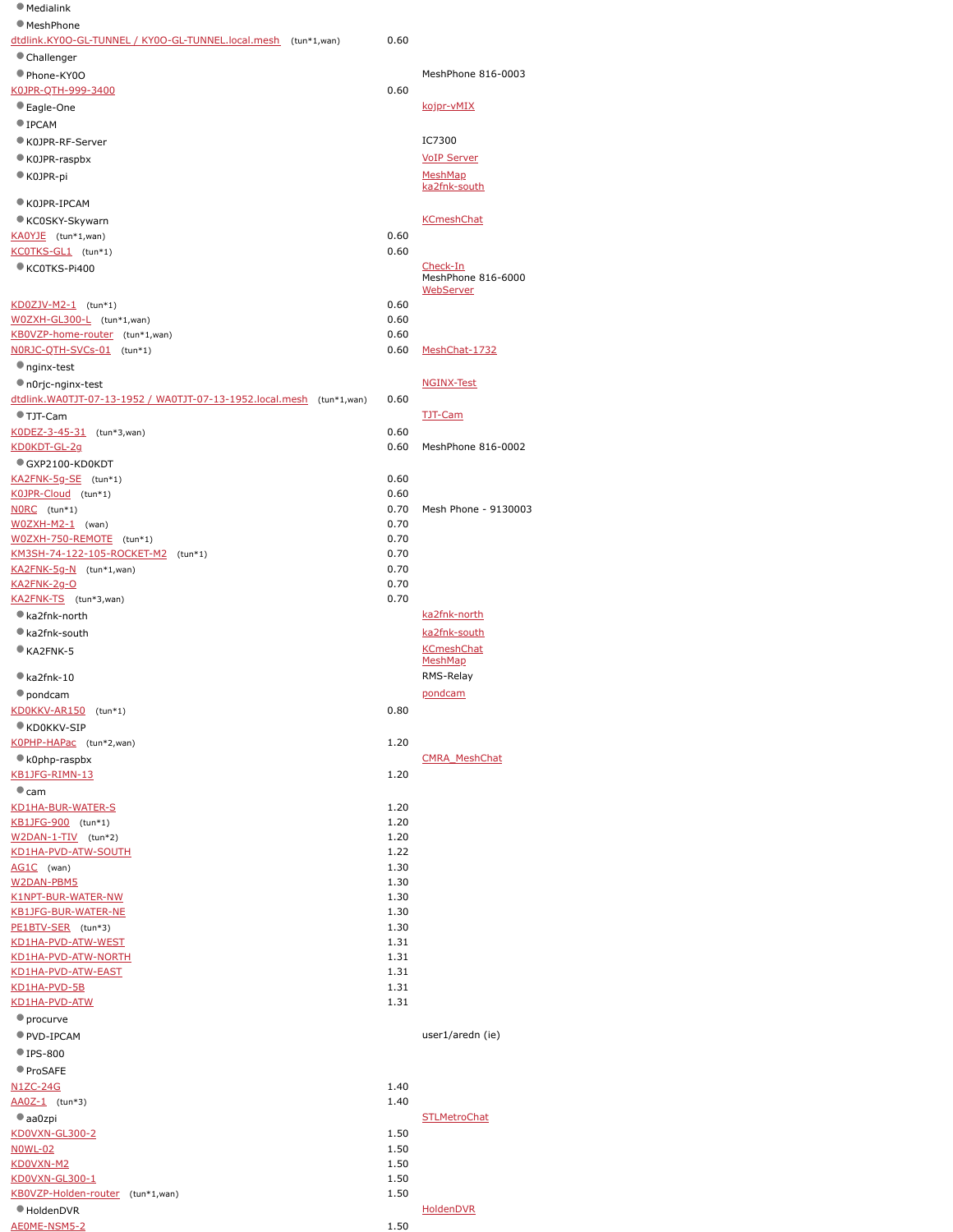| | | |
|---|---|---|
| ● Medialink | | |
| ● MeshPhone | | |
| dtdlink.KY0O-GL-TUNNEL / KY0O-GL-TUNNEL.local.mesh (tun*1,wan) | 0.60 | |
| ● Challenger | | |
| ● Phone-KY0O | | MeshPhone 816-0003 |
| K0JPR-QTH-999-3400 | 0.60 | |
| ● Eagle-One | | kojpr-vMIX |
| ● IPCAM | | |
| ● K0JPR-RF-Server | | IC7300 |
| ● K0JPR-raspbx | | VoIP Server |
| ● K0JPR-pi | | MeshMap<br>ka2fnk-south |
| ● K0JPR-IPCAM | | |
| ● KC0SKY-Skywarn | | KCmeshChat |
| KA0YJE (tun*1,wan) | 0.60 | |
| KC0TKS-GL1 (tun*1) | 0.60 | |
| ● KC0TKS-Pi400 | | Check-In<br>MeshPhone 816-6000<br>WebServer |
| KD0ZJV-M2-1 (tun*1) | 0.60 | |
| W0ZXH-GL300-L (tun*1,wan) | 0.60 | |
| KB0VZP-home-router (tun*1,wan) | 0.60 | |
| N0RJC-QTH-SVCs-01 (tun*1) | 0.60 | MeshChat-1732 |
| ● nginx-test | | |
| ● n0rjc-nginx-test | | NGINX-Test |
| dtdlink.WA0TJT-07-13-1952 / WA0TJT-07-13-1952.local.mesh (tun*1,wan) | 0.60 | |
| ● TJT-Cam | | TJT-Cam |
| K0DEZ-3-45-31 (tun*3,wan) | 0.60 | |
| KD0KDT-GL-2g | 0.60 | MeshPhone 816-0002 |
| ● GXP2100-KD0KDT | | |
| KA2FNK-5g-SE (tun*1) | 0.60 | |
| K0JPR-Cloud (tun*1) | 0.60 | |
| N0RC (tun*1) | 0.70 | Mesh Phone - 9130003 |
| W0ZXH-M2-1 (wan) | 0.70 | |
| W0ZXH-750-REMOTE (tun*1) | 0.70 | |
| KM3SH-74-122-105-ROCKET-M2 (tun*1) | 0.70 | |
| KA2FNK-5g-N (tun*1,wan) | 0.70 | |
| KA2FNK-2g-O | 0.70 | |
| KA2FNK-TS (tun*3,wan) | 0.70 | |
| ● ka2fnk-north | | ka2fnk-north |
| ● ka2fnk-south | | ka2fnk-south |
| ● KA2FNK-5 | | KCmeshChat<br>MeshMap |
| ● ka2fnk-10 | | RMS-Relay |
| ● pondcam | | pondcam |
| KD0KKV-AR150 (tun*1) | 0.80 | |
| ● KD0KKV-SIP | | |
| K0PHP-HAPac (tun*2,wan) | 1.20 | |
| ● k0php-raspbx | | CMRA_MeshChat |
| KB1JFG-RIMN-13 | 1.20 | |
| ● cam | | |
| KD1HA-BUR-WATER-S | 1.20 | |
| KB1JFG-900 (tun*1) | 1.20 | |
| W2DAN-1-TIV (tun*2) | 1.20 | |
| KD1HA-PVD-ATW-SOUTH | 1.22 | |
| AG1C (wan) | 1.30 | |
| W2DAN-PBM5 | 1.30 | |
| K1NPT-BUR-WATER-NW | 1.30 | |
| KB1JFG-BUR-WATER-NE | 1.30 | |
| PE1BTV-SER (tun*3) | 1.30 | |
| KD1HA-PVD-ATW-WEST | 1.31 | |
| KD1HA-PVD-ATW-NORTH | 1.31 | |
| KD1HA-PVD-ATW-EAST | 1.31 | |
| KD1HA-PVD-5B | 1.31 | |
| KD1HA-PVD-ATW | 1.31 | |
| ● procurve | | |
| ● PVD-IPCAM | | user1/aredn (ie) |
| ● IPS-800 | | |
| ● ProSAFE | | |
| N1ZC-24G | 1.40 | |
| AA0Z-1 (tun*3) | 1.40 | |
| ● aa0zpi | | STLMetroChat |
| KD0VXN-GL300-2 | 1.50 | |
| N0WL-02 | 1.50 | |
| KD0VXN-M2 | 1.50 | |
| KD0VXN-GL300-1 | 1.50 | |
| KB0VZP-Holden-router (tun*1,wan) | 1.50 | |
| ● HoldenDVR | | HoldenDVR |
| AE0ME-NSM5-2 | 1.50 | |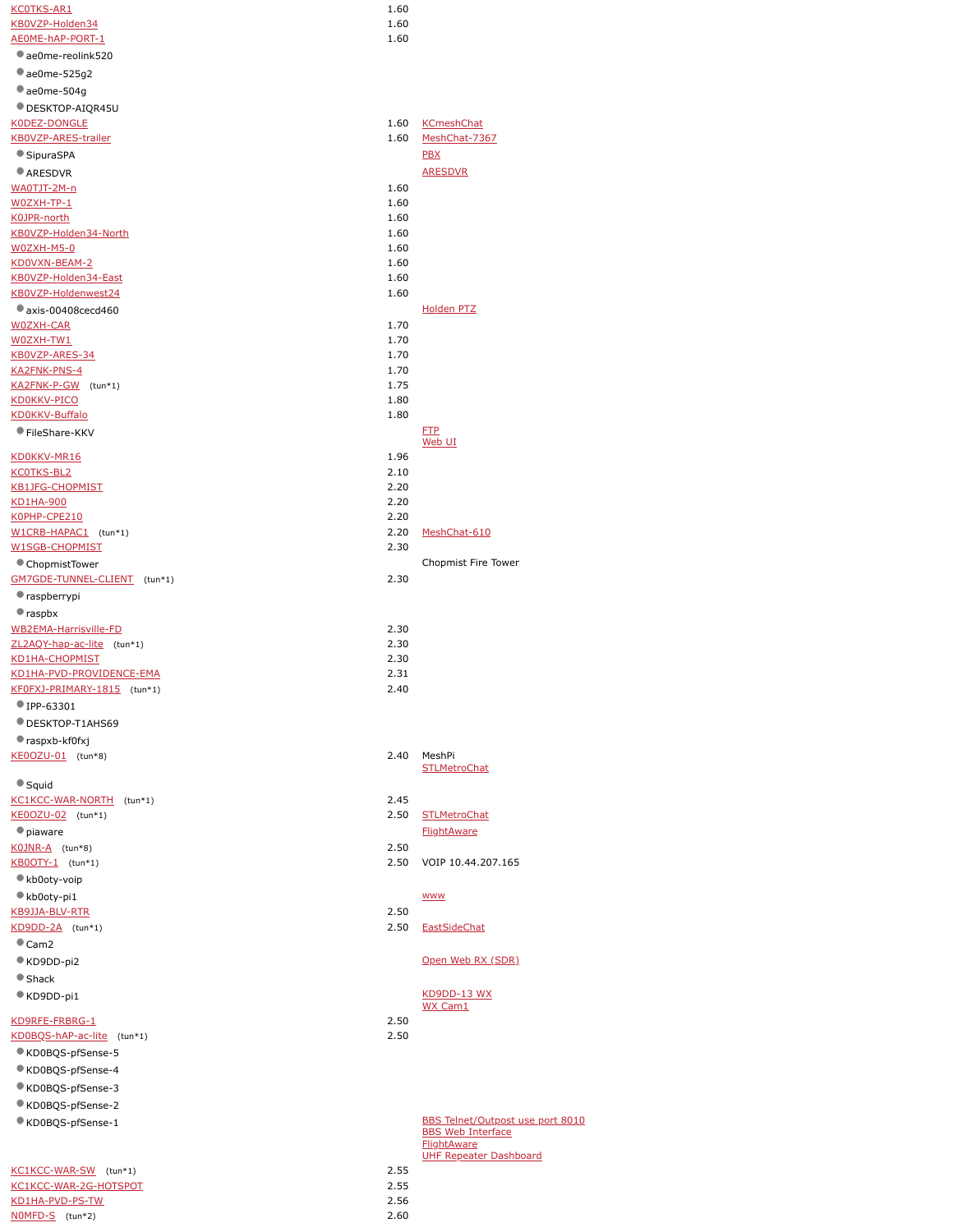| | | |
|---|---|---|
| KC0TKS-AR1 | 1.60 | |
| KB0VZP-Holden34 | 1.60 | |
| AE0ME-hAP-PORT-1 | 1.60 | |
| ● ae0me-reolink520 | | |
| ● ae0me-525g2 | | |
| ● ae0me-504g | | |
| ● DESKTOP-AIQR45U | | |
| K0DEZ-DONGLE | 1.60 | KCmeshChat |
| KB0VZP-ARES-trailer | 1.60 | MeshChat-7367 |
| ● SipuraSPA | | PBX |
| ● ARESDVR | | ARESDVR |
| WA0TJT-2M-n | 1.60 | |
| W0ZXH-TP-1 | 1.60 | |
| K0JPR-north | 1.60 | |
| KB0VZP-Holden34-North | 1.60 | |
| W0ZXH-M5-0 | 1.60 | |
| KD0VXN-BEAM-2 | 1.60 | |
| KB0VZP-Holden34-East | 1.60 | |
| KB0VZP-Holdenwest24 | 1.60 | |
| ● axis-00408cecd460 | | Holden PTZ |
| W0ZXH-CAR | 1.70 | |
| W0ZXH-TW1 | 1.70 | |
| KB0VZP-ARES-34 | 1.70 | |
| KA2FNK-PNS-4 | 1.70 | |
| KA2FNK-P-GW (tun*1) | 1.75 | |
| KD0KKV-PICO | 1.80 | |
| KD0KKV-Buffalo | 1.80 | |
| ● FileShare-KKV | | FTP<br>Web UI |
| KD0KKV-MR16 | 1.96 | |
| KC0TKS-BL2 | 2.10 | |
| KB1JFG-CHOPMIST | 2.20 | |
| KD1HA-900 | 2.20 | |
| K0PHP-CPE210 | 2.20 | |
| W1CRB-HAPAC1 (tun*1) | 2.20 | MeshChat-610 |
| W1SGB-CHOPMIST | 2.30 | |
| ● ChopmistTower | | Chopmist Fire Tower |
| GM7GDE-TUNNEL-CLIENT (tun*1) | 2.30 | |
| ● raspberrypi | | |
| ● raspbx | | |
| WB2EMA-Harrisville-FD | 2.30 | |
| ZL2AQY-hap-ac-lite (tun*1) | 2.30 | |
| KD1HA-CHOPMIST | 2.30 | |
| KD1HA-PVD-PROVIDENCE-EMA | 2.31 | |
| KF0FXJ-PRIMARY-1815 (tun*1) | 2.40 | |
| ● IPP-63301 | | |
| ● DESKTOP-T1AHS69 | | |
| ● raspxb-kf0fxj | | |
| KE0OZU-01 (tun*8) | 2.40 | MeshPi<br>STLMetroChat |
| ● Squid | | |
| KC1KCC-WAR-NORTH (tun*1) | 2.45 | |
| KE0OZU-02 (tun*1) | 2.50 | STLMetroChat |
| ● piaware | | FlightAware |
| K0JNR-A (tun*8) | 2.50 | |
| KB0OTY-1 (tun*1) | 2.50 | VOIP 10.44.207.165 |
| ● kb0oty-voip | | |
| ● kb0oty-pi1 | | www |
| KB9JJA-BLV-RTR | 2.50 | |
| KD9DD-2A (tun*1) | 2.50 | EastSideChat |
| ● Cam2 | | |
| ● KD9DD-pi2 | | Open Web RX (SDR) |
| ● Shack | | |
| ● KD9DD-pi1 | | KD9DD-13 WX<br>WX Cam1 |
| KD9RFE-FRBRG-1 | 2.50 | |
| KD0BQS-hAP-ac-lite (tun*1) | 2.50 | |
| ● KD0BQS-pfSense-5 | | |
| ● KD0BQS-pfSense-4 | | |
| ● KD0BQS-pfSense-3 | | |
| ● KD0BQS-pfSense-2 | | |
| ● KD0BQS-pfSense-1 | | BBS Telnet/Outpost use port 8010<br>BBS Web Interface<br>FlightAware<br>UHF Repeater Dashboard |
| KC1KCC-WAR-SW (tun*1) | 2.55 | |
| KC1KCC-WAR-2G-HOTSPOT | 2.55 | |
| KD1HA-PVD-PS-TW | 2.56 | |
| N0MFD-S (tun*2) | 2.60 | |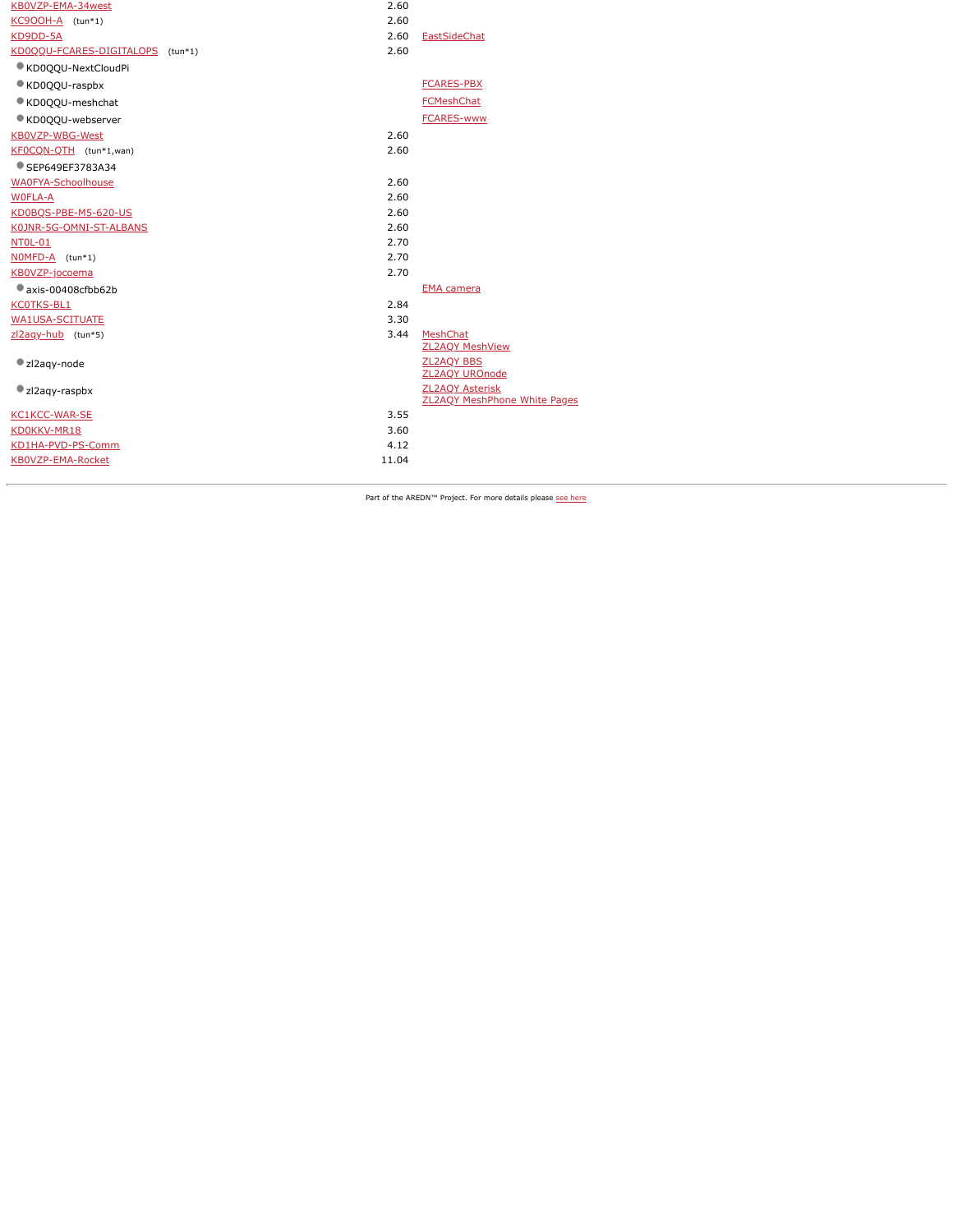| | | |
|---|---|---|
| KB0VZP-EMA-34west | 2.60 | |
| KC9OOH-A (tun*1) | 2.60 | |
| KD9DD-5A | 2.60 | EastSideChat |
| KD0QQU-FCARES-DIGITALOPS (tun*1) | 2.60 | |
| ● KD0QQU-NextCloudPi | | |
| ● KD0QQU-raspbx | | FCARES-PBX |
| ● KD0QQU-meshchat | | FCMeshChat |
| ● KD0QQU-webserver | | FCARES-www |
| KB0VZP-WBG-West | 2.60 | |
| KF0CQN-QTH (tun*1,wan) | 2.60 | |
| ● SEP649EF3783A34 | | |
| WA0FYA-Schoolhouse | 2.60 | |
| W0FLA-A | 2.60 | |
| KD0BQS-PBE-M5-620-US | 2.60 | |
| K0JNR-5G-OMNI-ST-ALBANS | 2.60 | |
| NT0L-01 | 2.70 | |
| N0MFD-A (tun*1) | 2.70 | |
| KB0VZP-jocoema | 2.70 | |
| ● axis-00408cfbb62b | | EMA camera |
| KC0TKS-BL1 | 2.84 | |
| WA1USA-SCITUATE | 3.30 | |
| zl2aqy-hub (tun*5) | 3.44 | MeshChat<br>ZL2AQY MeshView |
| ● zl2aqy-node | | ZL2AQY BBS<br>ZL2AQY URОnode |
| ● zl2aqy-raspbx | | ZL2AQY Asterisk<br>ZL2AQY MeshPhone White Pages |
| KC1KCC-WAR-SE | 3.55 | |
| KD0KKV-MR18 | 3.60 | |
| KD1HA-PVD-PS-Comm | 4.12 | |
| KB0VZP-EMA-Rocket | 11.04 | |

---

Part of the AREDN™ Project. For more details please see here